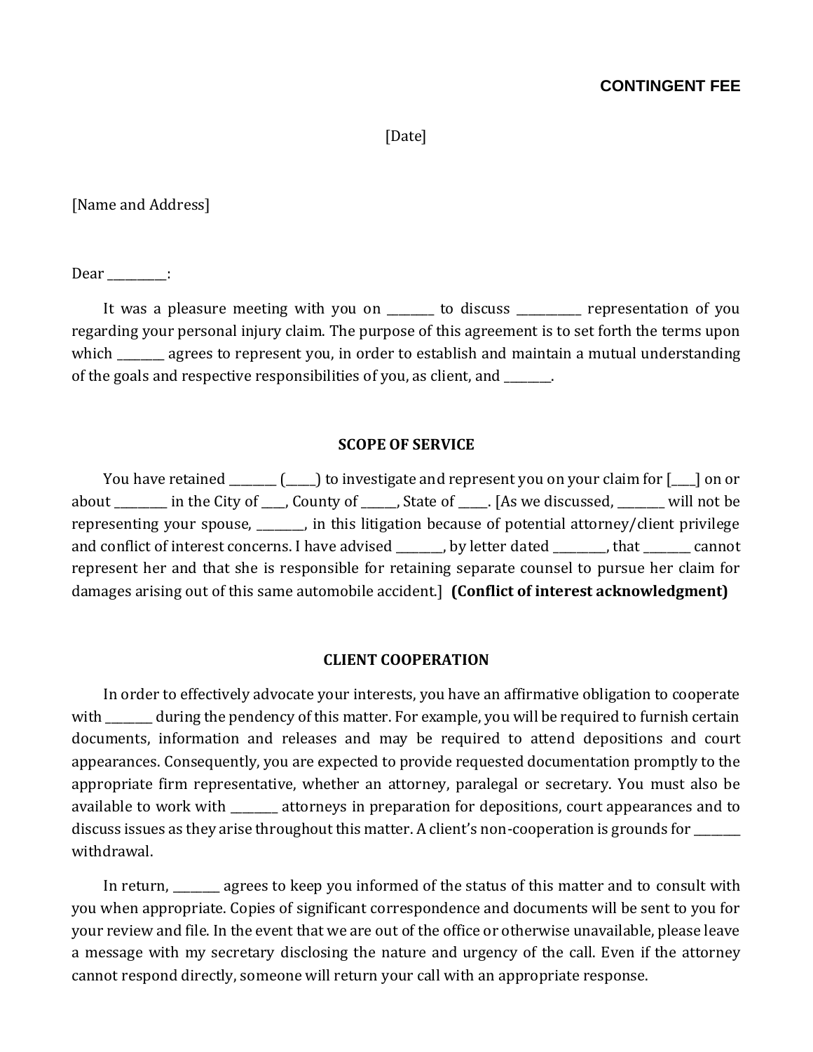**CONTINGENT FEE**

[Date]

[Name and Address]

Dear __________:

It was a pleasure meeting with you on ________ to discuss ___________ representation of you regarding your personal injury claim. The purpose of this agreement is to set forth the terms upon which ________ agrees to represent you, in order to establish and maintain a mutual understanding of the goals and respective responsibilities of you, as client, and ________.

## SCOPE OF SERVICE

You have retained ________ (_____) to investigate and represent you on your claim for [____] on or about _________ in the City of ____, County of ______, State of _____. [As we discussed, ________ will not be representing your spouse, ________, in this litigation because of potential attorney/client privilege and conflict of interest concerns. I have advised ________, by letter dated _________, that ________ cannot represent her and that she is responsible for retaining separate counsel to pursue her claim for damages arising out of this same automobile accident.] **(Conflict of interest acknowledgment)**

## CLIENT COOPERATION

In order to effectively advocate your interests, you have an affirmative obligation to cooperate with ________ during the pendency of this matter. For example, you will be required to furnish certain documents, information and releases and may be required to attend depositions and court appearances. Consequently, you are expected to provide requested documentation promptly to the appropriate firm representative, whether an attorney, paralegal or secretary. You must also be available to work with ________ attorneys in preparation for depositions, court appearances and to discuss issues as they arise throughout this matter. A client's non-cooperation is grounds for ________ withdrawal.

In return, ________ agrees to keep you informed of the status of this matter and to consult with you when appropriate. Copies of significant correspondence and documents will be sent to you for your review and file. In the event that we are out of the office or otherwise unavailable, please leave a message with my secretary disclosing the nature and urgency of the call. Even if the attorney cannot respond directly, someone will return your call with an appropriate response.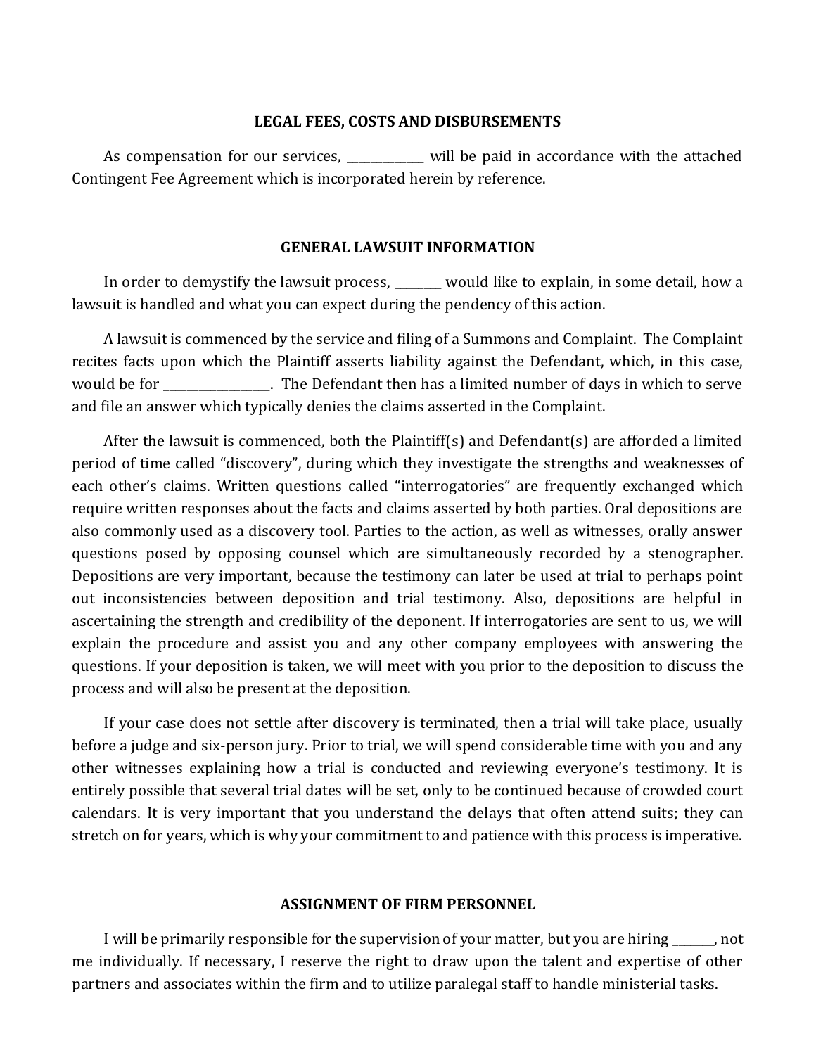## LEGAL FEES, COSTS AND DISBURSEMENTS

As compensation for our services, _____________ will be paid in accordance with the attached Contingent Fee Agreement which is incorporated herein by reference.

## GENERAL LAWSUIT INFORMATION

In order to demystify the lawsuit process, ________ would like to explain, in some detail, how a lawsuit is handled and what you can expect during the pendency of this action.

A lawsuit is commenced by the service and filing of a Summons and Complaint. The Complaint recites facts upon which the Plaintiff asserts liability against the Defendant, which, in this case, would be for __________________. The Defendant then has a limited number of days in which to serve and file an answer which typically denies the claims asserted in the Complaint.

After the lawsuit is commenced, both the Plaintiff(s) and Defendant(s) are afforded a limited period of time called "discovery", during which they investigate the strengths and weaknesses of each other's claims. Written questions called "interrogatories" are frequently exchanged which require written responses about the facts and claims asserted by both parties. Oral depositions are also commonly used as a discovery tool. Parties to the action, as well as witnesses, orally answer questions posed by opposing counsel which are simultaneously recorded by a stenographer. Depositions are very important, because the testimony can later be used at trial to perhaps point out inconsistencies between deposition and trial testimony. Also, depositions are helpful in ascertaining the strength and credibility of the deponent. If interrogatories are sent to us, we will explain the procedure and assist you and any other company employees with answering the questions. If your deposition is taken, we will meet with you prior to the deposition to discuss the process and will also be present at the deposition.

If your case does not settle after discovery is terminated, then a trial will take place, usually before a judge and six-person jury. Prior to trial, we will spend considerable time with you and any other witnesses explaining how a trial is conducted and reviewing everyone's testimony. It is entirely possible that several trial dates will be set, only to be continued because of crowded court calendars. It is very important that you understand the delays that often attend suits; they can stretch on for years, which is why your commitment to and patience with this process is imperative.

## ASSIGNMENT OF FIRM PERSONNEL

I will be primarily responsible for the supervision of your matter, but you are hiring _______, not me individually. If necessary, I reserve the right to draw upon the talent and expertise of other partners and associates within the firm and to utilize paralegal staff to handle ministerial tasks.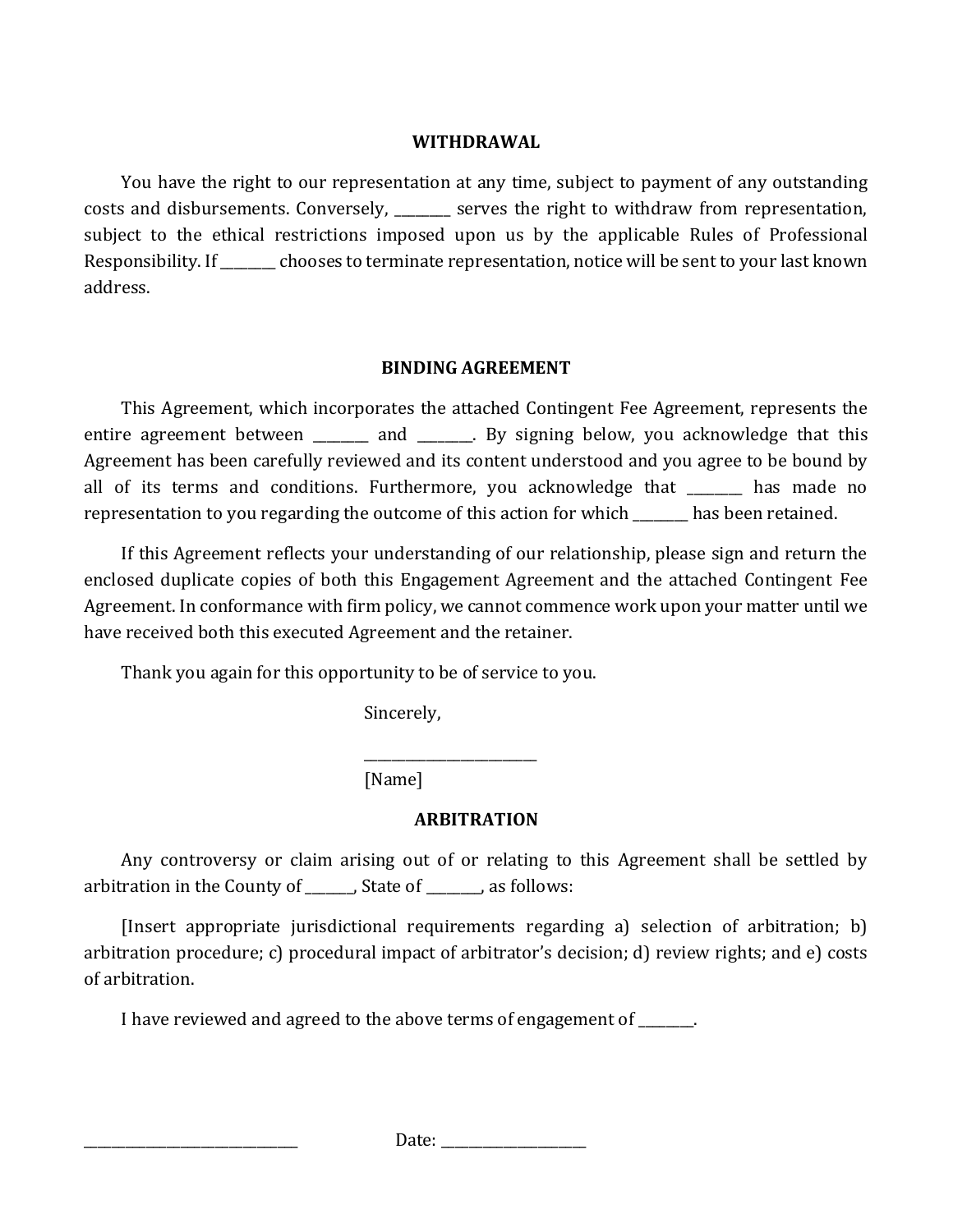**WITHDRAWAL**

You have the right to our representation at any time, subject to payment of any outstanding costs and disbursements. Conversely, ________ serves the right to withdraw from representation, subject to the ethical restrictions imposed upon us by the applicable Rules of Professional Responsibility. If ________ chooses to terminate representation, notice will be sent to your last known address.

**BINDING AGREEMENT**

This Agreement, which incorporates the attached Contingent Fee Agreement, represents the entire agreement between ________ and ________. By signing below, you acknowledge that this Agreement has been carefully reviewed and its content understood and you agree to be bound by all of its terms and conditions. Furthermore, you acknowledge that ________ has made no representation to you regarding the outcome of this action for which ________ has been retained.

If this Agreement reflects your understanding of our relationship, please sign and return the enclosed duplicate copies of both this Engagement Agreement and the attached Contingent Fee Agreement. In conformance with firm policy, we cannot commence work upon your matter until we have received both this executed Agreement and the retainer.

Thank you again for this opportunity to be of service to you.

Sincerely,

________________________
[Name]

**ARBITRATION**

Any controversy or claim arising out of or relating to this Agreement shall be settled by arbitration in the County of _______, State of ________, as follows:

[Insert appropriate jurisdictional requirements regarding a) selection of arbitration; b) arbitration procedure; c) procedural impact of arbitrator's decision; d) review rights; and e) costs of arbitration.

I have reviewed and agreed to the above terms of engagement of ________.

______________________________ Date: ____________________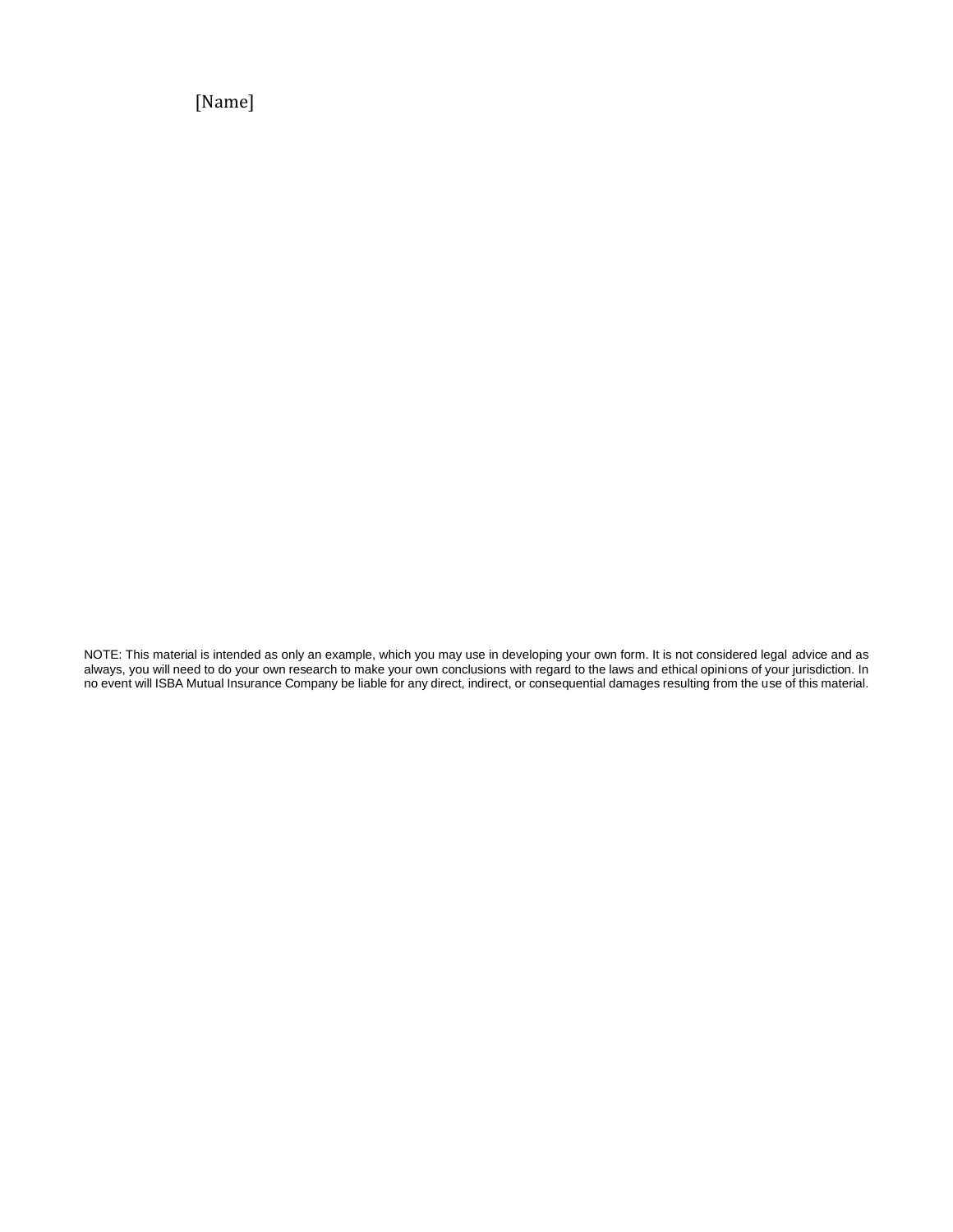[Name]

NOTE: This material is intended as only an example, which you may use in developing your own form. It is not considered legal advice and as always, you will need to do your own research to make your own conclusions with regard to the laws and ethical opinions of your jurisdiction. In no event will ISBA Mutual Insurance Company be liable for any direct, indirect, or consequential damages resulting from the use of this material.